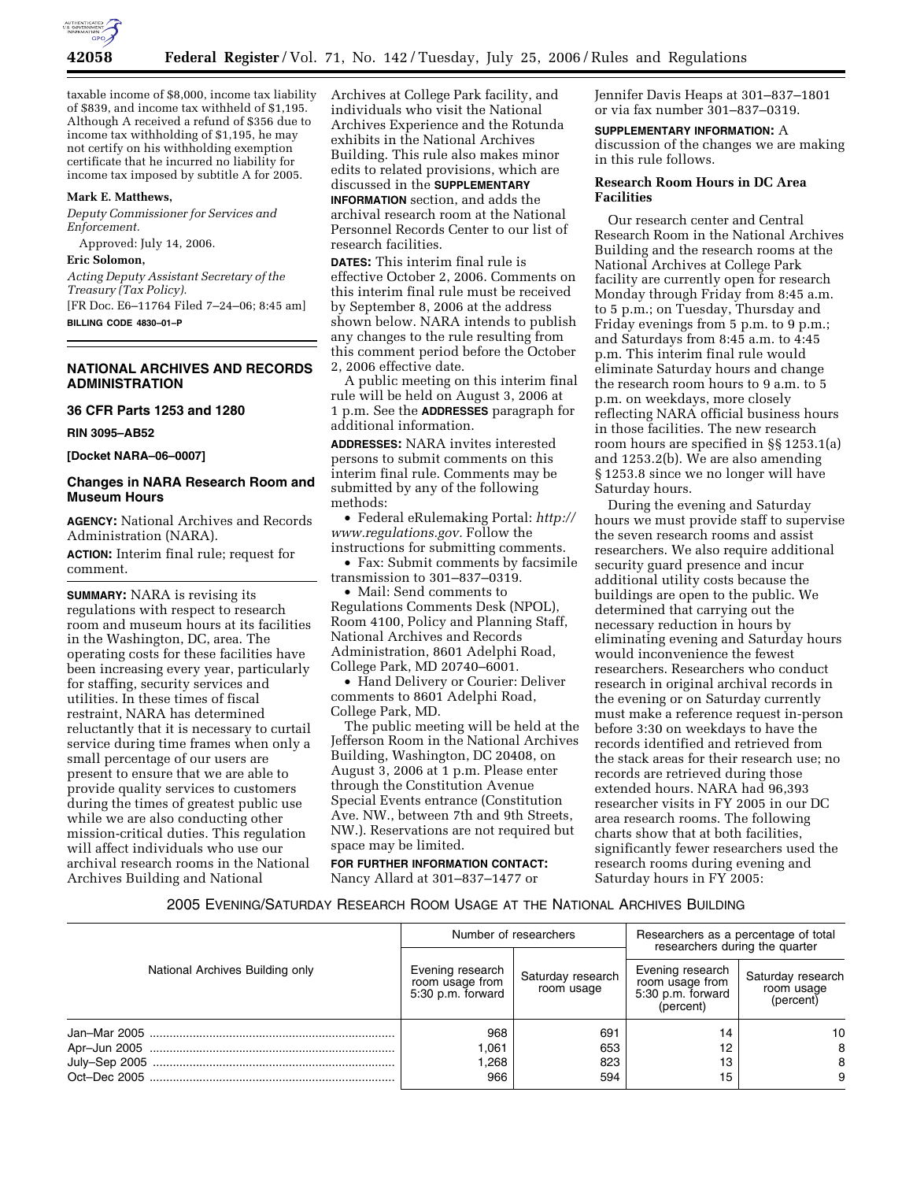taxable income of $8,000, income tax liability of $839, and income tax withheld of $1,195. Although A received a refund of $356 due to income tax withholding of $1,195, he may not certify on his withholding exemption certificate that he incurred no liability for income tax imposed by subtitle A for 2005.

**Mark E. Matthews,**

*Deputy Commissioner for Services and Enforcement.*

Approved: July 14, 2006.

**Eric Solomon,**

*Acting Deputy Assistant Secretary of the Treasury (Tax Policy).*

[FR Doc. E6–11764 Filed 7–24–06; 8:45 am]

**BILLING CODE 4830–01–P**

---

## NATIONAL ARCHIVES AND RECORDS ADMINISTRATION

### 36 CFR Parts 1253 and 1280

**RIN 3095–AB52**

**[Docket NARA–06–0007]**

### Changes in NARA Research Room and Museum Hours

**AGENCY:** National Archives and Records Administration (NARA).

**ACTION:** Interim final rule; request for comment.

**SUMMARY:** NARA is revising its regulations with respect to research room and museum hours at its facilities in the Washington, DC, area. The operating costs for these facilities have been increasing every year, particularly for staffing, security services and utilities. In these times of fiscal restraint, NARA has determined reluctantly that it is necessary to curtail service during time frames when only a small percentage of our users are present to ensure that we are able to provide quality services to customers during the times of greatest public use while we are also conducting other mission-critical duties. This regulation will affect individuals who use our archival research rooms in the National Archives Building and National Archives at College Park facility, and individuals who visit the National Archives Experience and the Rotunda exhibits in the National Archives Building. This rule also makes minor edits to related provisions, which are discussed in the **SUPPLEMENTARY INFORMATION** section, and adds the archival research room at the National Personnel Records Center to our list of research facilities.

**DATES:** This interim final rule is effective October 2, 2006. Comments on this interim final rule must be received by September 8, 2006 at the address shown below. NARA intends to publish any changes to the rule resulting from this comment period before the October 2, 2006 effective date.

A public meeting on this interim final rule will be held on August 3, 2006 at 1 p.m. See the **ADDRESSES** paragraph for additional information.

**ADDRESSES:** NARA invites interested persons to submit comments on this interim final rule. Comments may be submitted by any of the following methods:

- Federal eRulemaking Portal: *http://www.regulations.gov.* Follow the instructions for submitting comments.
- Fax: Submit comments by facsimile transmission to 301–837–0319.
- Mail: Send comments to Regulations Comments Desk (NPOL), Room 4100, Policy and Planning Staff, National Archives and Records Administration, 8601 Adelphi Road, College Park, MD 20740–6001.
- Hand Delivery or Courier: Deliver comments to 8601 Adelphi Road, College Park, MD.

The public meeting will be held at the Jefferson Room in the National Archives Building, Washington, DC 20408, on August 3, 2006 at 1 p.m. Please enter through the Constitution Avenue Special Events entrance (Constitution Ave. NW., between 7th and 9th Streets, NW.). Reservations are not required but space may be limited.

**FOR FURTHER INFORMATION CONTACT:** Nancy Allard at 301–837–1477 or Jennifer Davis Heaps at 301–837–1801 or via fax number 301–837–0319.

**SUPPLEMENTARY INFORMATION:** A discussion of the changes we are making in this rule follows.

**Research Room Hours in DC Area Facilities**

Our research center and Central Research Room in the National Archives Building and the research rooms at the National Archives at College Park facility are currently open for research Monday through Friday from 8:45 a.m. to 5 p.m.; on Tuesday, Thursday and Friday evenings from 5 p.m. to 9 p.m.; and Saturdays from 8:45 a.m. to 4:45 p.m. This interim final rule would eliminate Saturday hours and change the research room hours to 9 a.m. to 5 p.m. on weekdays, more closely reflecting NARA official business hours in those facilities. The new research room hours are specified in §§ 1253.1(a) and 1253.2(b). We are also amending § 1253.8 since we no longer will have Saturday hours.

During the evening and Saturday hours we must provide staff to supervise the seven research rooms and assist researchers. We also require additional security guard presence and incur additional utility costs because the buildings are open to the public. We determined that carrying out the necessary reduction in hours by eliminating evening and Saturday hours would inconvenience the fewest researchers. Researchers who conduct research in original archival records in the evening or on Saturday currently must make a reference request in-person before 3:30 on weekdays to have the records identified and retrieved from the stack areas for their research use; no records are retrieved during those extended hours. NARA had 96,393 researcher visits in FY 2005 in our DC area research rooms. The following charts show that at both facilities, significantly fewer researchers used the research rooms during evening and Saturday hours in FY 2005:

2005 EVENING/SATURDAY RESEARCH ROOM USAGE AT THE NATIONAL ARCHIVES BUILDING

| National Archives Building only | Number of researchers | | Researchers as a percentage of total researchers during the quarter | |
|---|---|---|---|---|
| | Evening research room usage from 5:30 p.m. forward | Saturday research room usage | Evening research room usage from 5:30 p.m. forward (percent) | Saturday research room usage (percent) |
| Jan–Mar 2005 | 968 | 691 | 14 | 10 |
| Apr–Jun 2005 | 1,061 | 653 | 12 | 8 |
| July–Sep 2005 | 1,268 | 823 | 13 | 8 |
| Oct–Dec 2005 | 966 | 594 | 15 | 9 |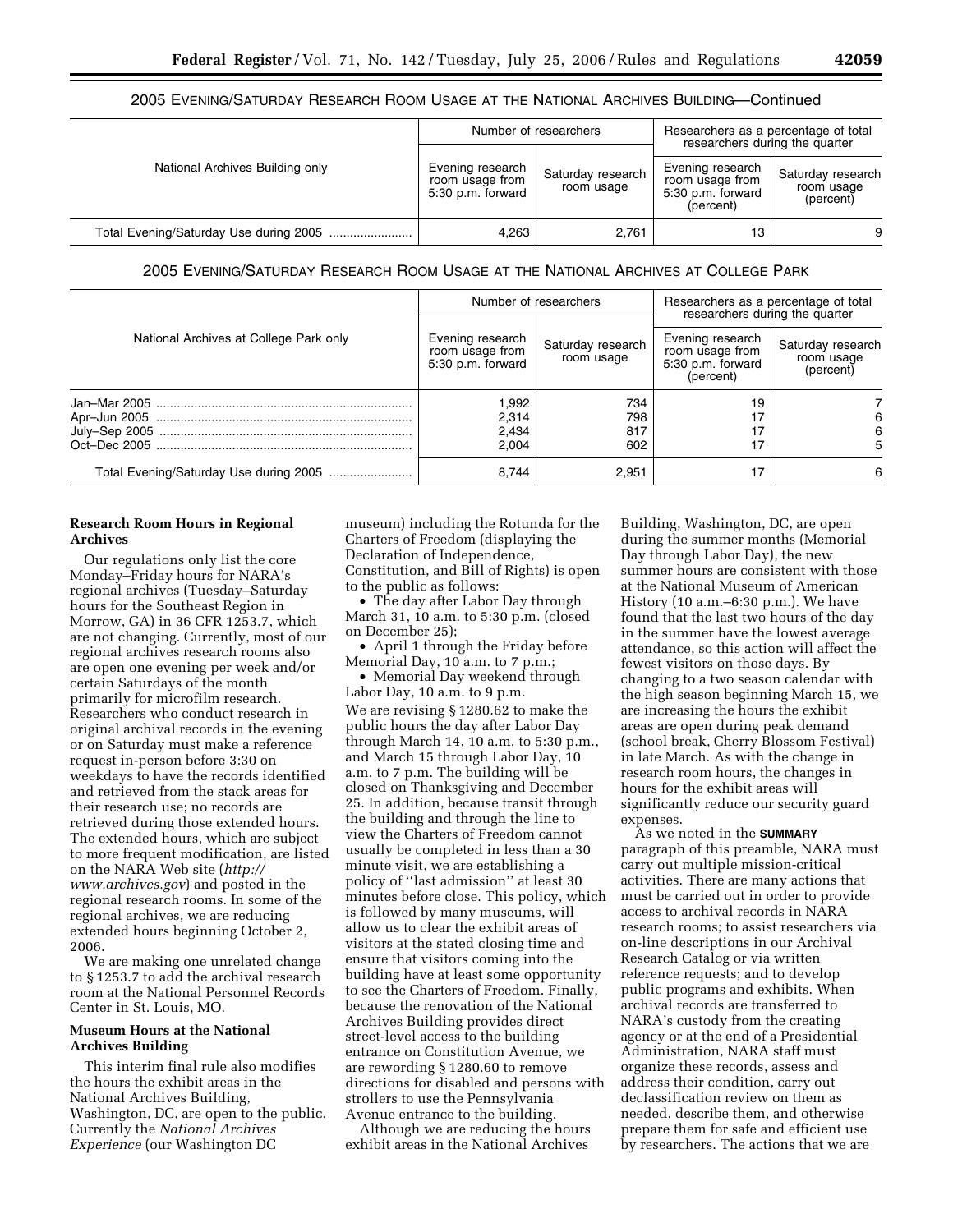### 2005 Evening/Saturday Research Room Usage at the National Archives Building—Continued

| National Archives Building only | Number of researchers | | Researchers as a percentage of total researchers during the quarter | |
|---|---|---|---|---|
| | Evening research room usage from 5:30 p.m. forward | Saturday research room usage | Evening research room usage from 5:30 p.m. forward (percent) | Saturday research room usage (percent) |
| Total Evening/Saturday Use during 2005 | 4,263 | 2,761 | 13 | 9 |

### 2005 Evening/Saturday Research Room Usage at the National Archives at College Park

| National Archives at College Park only | Number of researchers | | Researchers as a percentage of total researchers during the quarter | |
|---|---|---|---|---|
| | Evening research room usage from 5:30 p.m. forward | Saturday research room usage | Evening research room usage from 5:30 p.m. forward (percent) | Saturday research room usage (percent) |
| Jan–Mar 2005 | 1,992 | 734 | 19 | 7 |
| Apr–Jun 2005 | 2,314 | 798 | 17 | 6 |
| July–Sep 2005 | 2,434 | 817 | 17 | 6 |
| Oct–Dec 2005 | 2,004 | 602 | 17 | 5 |
| Total Evening/Saturday Use during 2005 | 8,744 | 2,951 | 17 | 6 |

**Research Room Hours in Regional Archives**

Our regulations only list the core Monday–Friday hours for NARA's regional archives (Tuesday–Saturday hours for the Southeast Region in Morrow, GA) in 36 CFR 1253.7, which are not changing. Currently, most of our regional archives research rooms also are open one evening per week and/or certain Saturdays of the month primarily for microfilm research. Researchers who conduct research in original archival records in the evening or on Saturday must make a reference request in-person before 3:30 on weekdays to have the records identified and retrieved from the stack areas for their research use; no records are retrieved during those extended hours. The extended hours, which are subject to more frequent modification, are listed on the NARA Web site (*http://www.archives.gov*) and posted in the regional research rooms. In some of the regional archives, we are reducing extended hours beginning October 2, 2006.

We are making one unrelated change to § 1253.7 to add the archival research room at the National Personnel Records Center in St. Louis, MO.

**Museum Hours at the National Archives Building**

This interim final rule also modifies the hours the exhibit areas in the National Archives Building, Washington, DC, are open to the public. Currently the *National Archives Experience* (our Washington DC museum) including the Rotunda for the Charters of Freedom (displaying the Declaration of Independence, Constitution, and Bill of Rights) is open to the public as follows:

- The day after Labor Day through March 31, 10 a.m. to 5:30 p.m. (closed on December 25);
- April 1 through the Friday before Memorial Day, 10 a.m. to 7 p.m.;
- Memorial Day weekend through Labor Day, 10 a.m. to 9 p.m.

We are revising § 1280.62 to make the public hours the day after Labor Day through March 14, 10 a.m. to 5:30 p.m., and March 15 through Labor Day, 10 a.m. to 7 p.m. The building will be closed on Thanksgiving and December 25. In addition, because transit through the building and through the line to view the Charters of Freedom cannot usually be completed in less than a 30 minute visit, we are establishing a policy of ''last admission'' at least 30 minutes before close. This policy, which is followed by many museums, will allow us to clear the exhibit areas of visitors at the stated closing time and ensure that visitors coming into the building have at least some opportunity to see the Charters of Freedom. Finally, because the renovation of the National Archives Building provides direct street-level access to the building entrance on Constitution Avenue, we are rewording § 1280.60 to remove directions for disabled and persons with strollers to use the Pennsylvania Avenue entrance to the building.

Although we are reducing the hours exhibit areas in the National Archives Building, Washington, DC, are open during the summer months (Memorial Day through Labor Day), the new summer hours are consistent with those at the National Museum of American History (10 a.m.–6:30 p.m.). We have found that the last two hours of the day in the summer have the lowest average attendance, so this action will affect the fewest visitors on those days. By changing to a two season calendar with the high season beginning March 15, we are increasing the hours the exhibit areas are open during peak demand (school break, Cherry Blossom Festival) in late March. As with the change in research room hours, the changes in hours for the exhibit areas will significantly reduce our security guard expenses.

As we noted in the **SUMMARY** paragraph of this preamble, NARA must carry out multiple mission-critical activities. There are many actions that must be carried out in order to provide access to archival records in NARA research rooms; to assist researchers via on-line descriptions in our Archival Research Catalog or via written reference requests; and to develop public programs and exhibits. When archival records are transferred to NARA's custody from the creating agency or at the end of a Presidential Administration, NARA staff must organize these records, assess and address their condition, carry out declassification review on them as needed, describe them, and otherwise prepare them for safe and efficient use by researchers. The actions that we are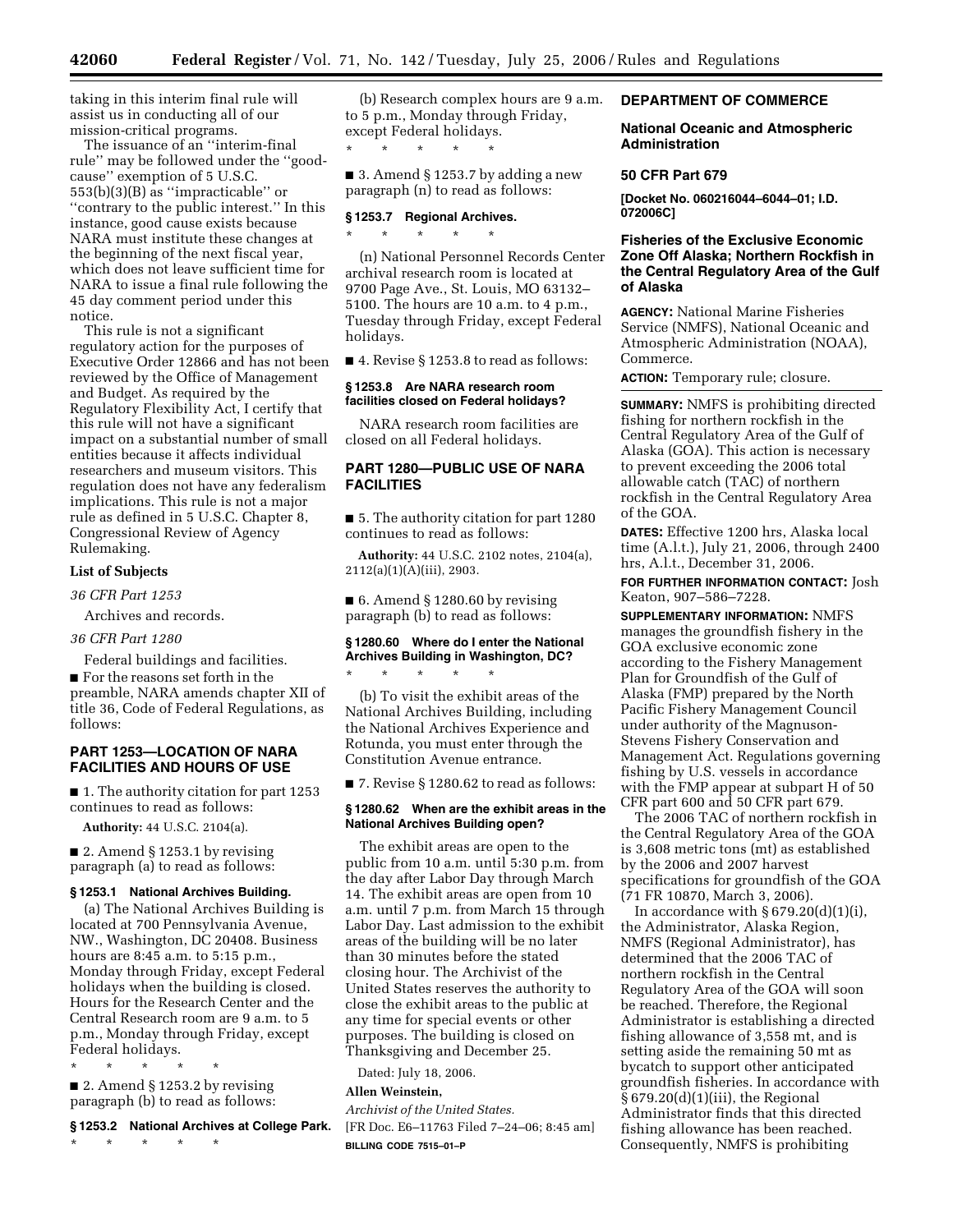taking in this interim final rule will assist us in conducting all of our mission-critical programs.

The issuance of an ''interim-final rule'' may be followed under the ''good-cause'' exemption of 5 U.S.C. 553(b)(3)(B) as ''impracticable'' or ''contrary to the public interest.'' In this instance, good cause exists because NARA must institute these changes at the beginning of the next fiscal year, which does not leave sufficient time for NARA to issue a final rule following the 45 day comment period under this notice.

This rule is not a significant regulatory action for the purposes of Executive Order 12866 and has not been reviewed by the Office of Management and Budget. As required by the Regulatory Flexibility Act, I certify that this rule will not have a significant impact on a substantial number of small entities because it affects individual researchers and museum visitors. This regulation does not have any federalism implications. This rule is not a major rule as defined in 5 U.S.C. Chapter 8, Congressional Review of Agency Rulemaking.

**List of Subjects**

*36 CFR Part 1253*

Archives and records.

*36 CFR Part 1280*

Federal buildings and facilities.

■ For the reasons set forth in the preamble, NARA amends chapter XII of title 36, Code of Federal Regulations, as follows:

## PART 1253—LOCATION OF NARA FACILITIES AND HOURS OF USE

■ 1. The authority citation for part 1253 continues to read as follows:

**Authority:** 44 U.S.C. 2104(a).

■ 2. Amend § 1253.1 by revising paragraph (a) to read as follows:

### § 1253.1 National Archives Building.

(a) The National Archives Building is located at 700 Pennsylvania Avenue, NW., Washington, DC 20408. Business hours are 8:45 a.m. to 5:15 p.m., Monday through Friday, except Federal holidays when the building is closed. Hours for the Research Center and the Central Research room are 9 a.m. to 5 p.m., Monday through Friday, except Federal holidays.

\* \* \* \* \*

■ 2. Amend § 1253.2 by revising paragraph (b) to read as follows:

### § 1253.2 National Archives at College Park.

\* \* \* \* \*

(b) Research complex hours are 9 a.m. to 5 p.m., Monday through Friday, except Federal holidays.

\* \* \* \* \*

■ 3. Amend § 1253.7 by adding a new paragraph (n) to read as follows:

### § 1253.7 Regional Archives.

\* \* \* \* \*

(n) National Personnel Records Center archival research room is located at 9700 Page Ave., St. Louis, MO 63132–5100. The hours are 10 a.m. to 4 p.m., Tuesday through Friday, except Federal holidays.

■ 4. Revise § 1253.8 to read as follows:

### § 1253.8 Are NARA research room facilities closed on Federal holidays?

NARA research room facilities are closed on all Federal holidays.

## PART 1280—PUBLIC USE OF NARA FACILITIES

■ 5. The authority citation for part 1280 continues to read as follows:

**Authority:** 44 U.S.C. 2102 notes, 2104(a), 2112(a)(1)(A)(iii), 2903.

■ 6. Amend § 1280.60 by revising paragraph (b) to read as follows:

### § 1280.60 Where do I enter the National Archives Building in Washington, DC?

\* \* \* \* \*

(b) To visit the exhibit areas of the National Archives Building, including the National Archives Experience and Rotunda, you must enter through the Constitution Avenue entrance.

■ 7. Revise § 1280.62 to read as follows:

### § 1280.62 When are the exhibit areas in the National Archives Building open?

The exhibit areas are open to the public from 10 a.m. until 5:30 p.m. from the day after Labor Day through March 14. The exhibit areas are open from 10 a.m. until 7 p.m. from March 15 through Labor Day. Last admission to the exhibit areas of the building will be no later than 30 minutes before the stated closing hour. The Archivist of the United States reserves the authority to close the exhibit areas to the public at any time for special events or other purposes. The building is closed on Thanksgiving and December 25.

Dated: July 18, 2006.

**Allen Weinstein,**

*Archivist of the United States.*

[FR Doc. E6–11763 Filed 7–24–06; 8:45 am]

**BILLING CODE 7515–01–P**

## DEPARTMENT OF COMMERCE

## National Oceanic and Atmospheric Administration

## 50 CFR Part 679

**[Docket No. 060216044–6044–01; I.D. 072006C]**

## Fisheries of the Exclusive Economic Zone Off Alaska; Northern Rockfish in the Central Regulatory Area of the Gulf of Alaska

**AGENCY:** National Marine Fisheries Service (NMFS), National Oceanic and Atmospheric Administration (NOAA), Commerce.

**ACTION:** Temporary rule; closure.

**SUMMARY:** NMFS is prohibiting directed fishing for northern rockfish in the Central Regulatory Area of the Gulf of Alaska (GOA). This action is necessary to prevent exceeding the 2006 total allowable catch (TAC) of northern rockfish in the Central Regulatory Area of the GOA.

**DATES:** Effective 1200 hrs, Alaska local time (A.l.t.), July 21, 2006, through 2400 hrs, A.l.t., December 31, 2006.

**FOR FURTHER INFORMATION CONTACT:** Josh Keaton, 907–586–7228.

**SUPPLEMENTARY INFORMATION:** NMFS manages the groundfish fishery in the GOA exclusive economic zone according to the Fishery Management Plan for Groundfish of the Gulf of Alaska (FMP) prepared by the North Pacific Fishery Management Council under authority of the Magnuson-Stevens Fishery Conservation and Management Act. Regulations governing fishing by U.S. vessels in accordance with the FMP appear at subpart H of 50 CFR part 600 and 50 CFR part 679.

The 2006 TAC of northern rockfish in the Central Regulatory Area of the GOA is 3,608 metric tons (mt) as established by the 2006 and 2007 harvest specifications for groundfish of the GOA (71 FR 10870, March 3, 2006).

In accordance with § 679.20(d)(1)(i), the Administrator, Alaska Region, NMFS (Regional Administrator), has determined that the 2006 TAC of northern rockfish in the Central Regulatory Area of the GOA will soon be reached. Therefore, the Regional Administrator is establishing a directed fishing allowance of 3,558 mt, and is setting aside the remaining 50 mt as bycatch to support other anticipated groundfish fisheries. In accordance with § 679.20(d)(1)(iii), the Regional Administrator finds that this directed fishing allowance has been reached. Consequently, NMFS is prohibiting